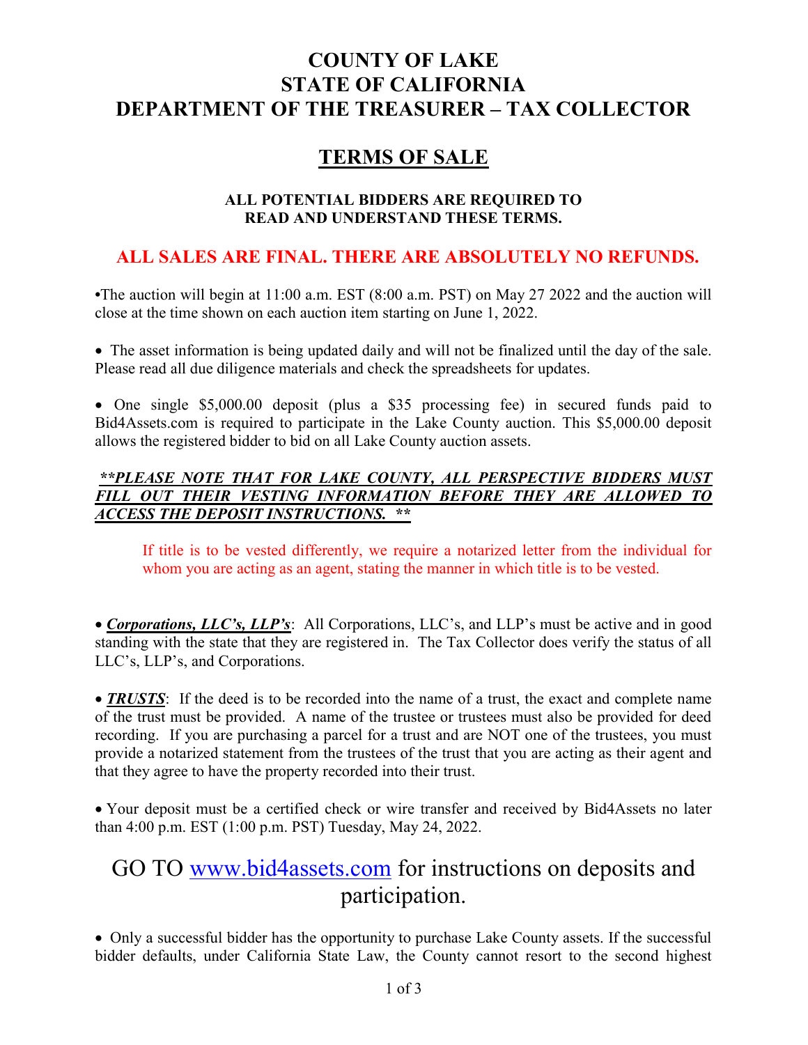# COUNTY OF LAKE
# STATE OF CALIFORNIA
# DEPARTMENT OF THE TREASURER – TAX COLLECTOR

## TERMS OF SALE

**ALL POTENTIAL BIDDERS ARE REQUIRED TO READ AND UNDERSTAND THESE TERMS.**

**ALL SALES ARE FINAL. THERE ARE ABSOLUTELY NO REFUNDS.**

- The auction will begin at 11:00 a.m. EST (8:00 a.m. PST) on May 27 2022 and the auction will close at the time shown on each auction item starting on June 1, 2022.

- The asset information is being updated daily and will not be finalized until the day of the sale. Please read all due diligence materials and check the spreadsheets for updates.

- One single $5,000.00 deposit (plus a $35 processing fee) in secured funds paid to Bid4Assets.com is required to participate in the Lake County auction. This $5,000.00 deposit allows the registered bidder to bid on all Lake County auction assets.

***\*\*PLEASE NOTE THAT FOR LAKE COUNTY, ALL PERSPECTIVE BIDDERS MUST FILL OUT THEIR VESTING INFORMATION BEFORE THEY ARE ALLOWED TO ACCESS THE DEPOSIT INSTRUCTIONS. \*\****

> If title is to be vested differently, we require a notarized letter from the individual for whom you are acting as an agent, stating the manner in which title is to be vested.

- ***Corporations, LLC's, LLP's***: All Corporations, LLC's, and LLP's must be active and in good standing with the state that they are registered in. The Tax Collector does verify the status of all LLC's, LLP's, and Corporations.

- ***TRUSTS***: If the deed is to be recorded into the name of a trust, the exact and complete name of the trust must be provided. A name of the trustee or trustees must also be provided for deed recording. If you are purchasing a parcel for a trust and are NOT one of the trustees, you must provide a notarized statement from the trustees of the trust that you are acting as their agent and that they agree to have the property recorded into their trust.

- Your deposit must be a certified check or wire transfer and received by Bid4Assets no later than 4:00 p.m. EST (1:00 p.m. PST) Tuesday, May 24, 2022.

## GO TO [www.bid4assets.com](http://www.bid4assets.com) for instructions on deposits and participation.

- Only a successful bidder has the opportunity to purchase Lake County assets. If the successful bidder defaults, under California State Law, the County cannot resort to the second highest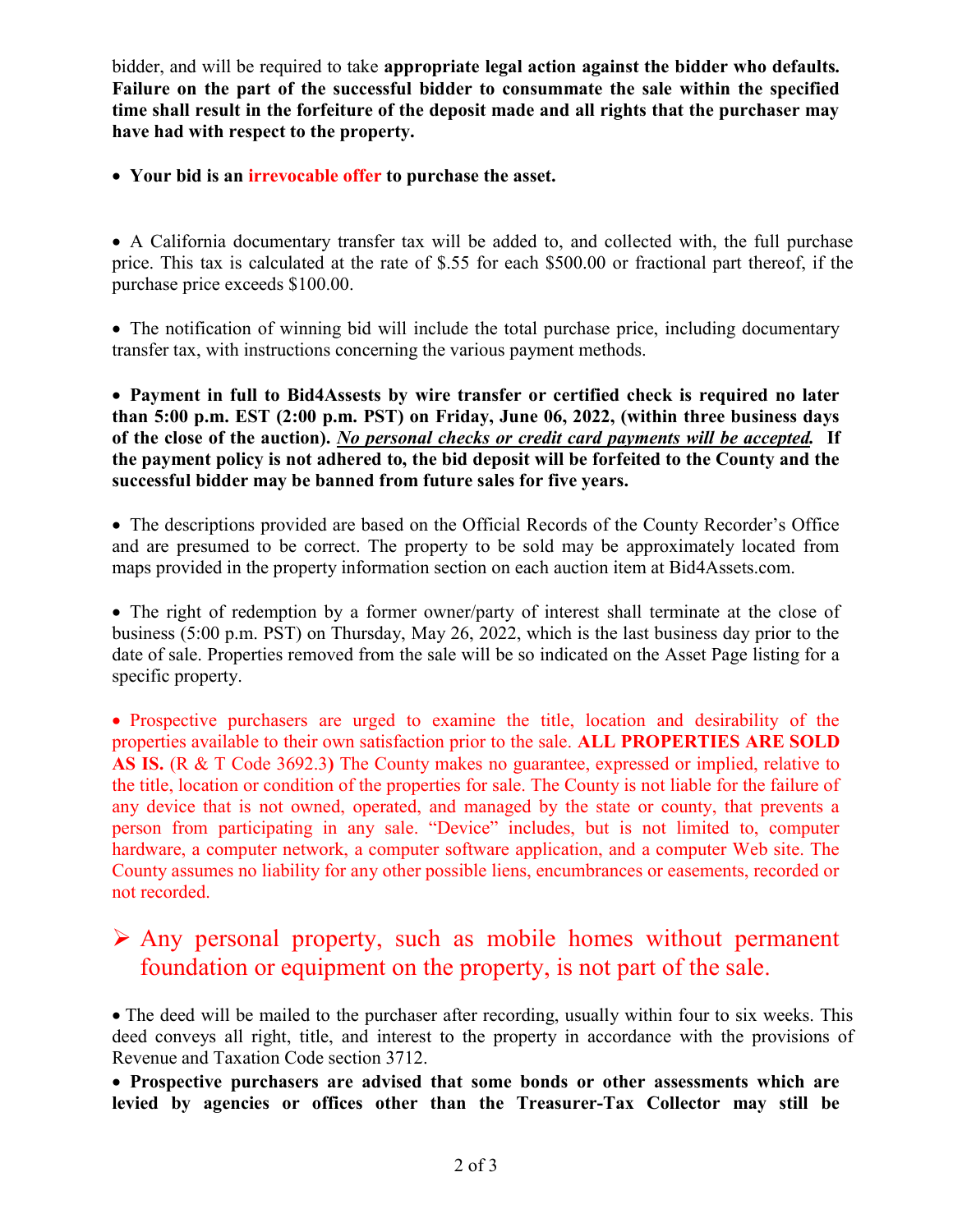bidder, and will be required to take **appropriate legal action against the bidder who defaults. Failure on the part of the successful bidder to consummate the sale within the specified time shall result in the forfeiture of the deposit made and all rights that the purchaser may have had with respect to the property.**

- **Your bid is an irrevocable offer to purchase the asset.**

- A California documentary transfer tax will be added to, and collected with, the full purchase price. This tax is calculated at the rate of $.55 for each $500.00 or fractional part thereof, if the purchase price exceeds $100.00.

- The notification of winning bid will include the total purchase price, including documentary transfer tax, with instructions concerning the various payment methods.

- **Payment in full to Bid4Assests by wire transfer or certified check is required no later than 5:00 p.m. EST (2:00 p.m. PST) on Friday, June 06, 2022, (within three business days of the close of the auction).** ***No personal checks or credit card payments will be accepted*****. If the payment policy is not adhered to, the bid deposit will be forfeited to the County and the successful bidder may be banned from future sales for five years.**

- The descriptions provided are based on the Official Records of the County Recorder's Office and are presumed to be correct. The property to be sold may be approximately located from maps provided in the property information section on each auction item at Bid4Assets.com.

- The right of redemption by a former owner/party of interest shall terminate at the close of business (5:00 p.m. PST) on Thursday, May 26, 2022, which is the last business day prior to the date of sale. Properties removed from the sale will be so indicated on the Asset Page listing for a specific property.

- Prospective purchasers are urged to examine the title, location and desirability of the properties available to their own satisfaction prior to the sale. **ALL PROPERTIES ARE SOLD AS IS.** (R & T Code 3692.3**)** The County makes no guarantee, expressed or implied, relative to the title, location or condition of the properties for sale. The County is not liable for the failure of any device that is not owned, operated, and managed by the state or county, that prevents a person from participating in any sale. "Device" includes, but is not limited to, computer hardware, a computer network, a computer software application, and a computer Web site. The County assumes no liability for any other possible liens, encumbrances or easements, recorded or not recorded.

- Any personal property, such as mobile homes without permanent foundation or equipment on the property, is not part of the sale.

- The deed will be mailed to the purchaser after recording, usually within four to six weeks. This deed conveys all right, title, and interest to the property in accordance with the provisions of Revenue and Taxation Code section 3712.

- **Prospective purchasers are advised that some bonds or other assessments which are levied by agencies or offices other than the Treasurer-Tax Collector may still be**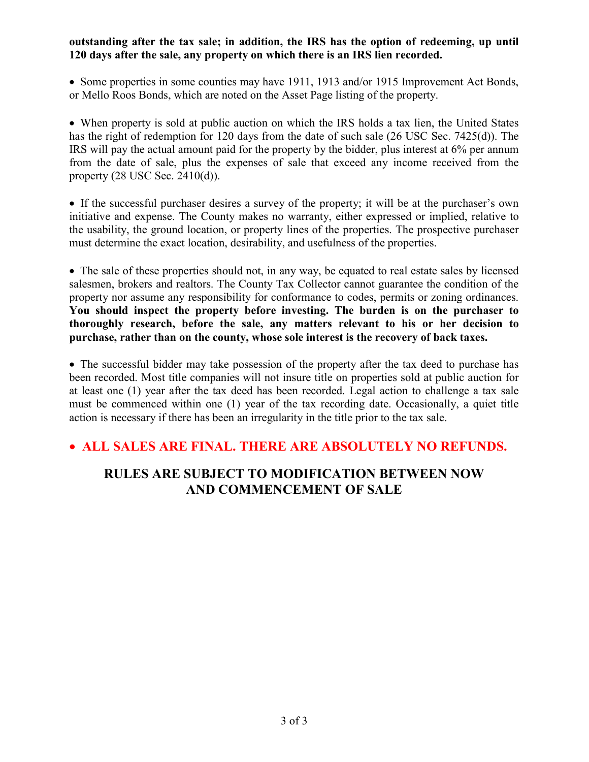**outstanding after the tax sale; in addition, the IRS has the option of redeeming, up until 120 days after the sale, any property on which there is an IRS lien recorded.**

- Some properties in some counties may have 1911, 1913 and/or 1915 Improvement Act Bonds, or Mello Roos Bonds, which are noted on the Asset Page listing of the property.

- When property is sold at public auction on which the IRS holds a tax lien, the United States has the right of redemption for 120 days from the date of such sale (26 USC Sec. 7425(d)). The IRS will pay the actual amount paid for the property by the bidder, plus interest at 6% per annum from the date of sale, plus the expenses of sale that exceed any income received from the property (28 USC Sec. 2410(d)).

- If the successful purchaser desires a survey of the property; it will be at the purchaser's own initiative and expense. The County makes no warranty, either expressed or implied, relative to the usability, the ground location, or property lines of the properties. The prospective purchaser must determine the exact location, desirability, and usefulness of the properties.

- The sale of these properties should not, in any way, be equated to real estate sales by licensed salesmen, brokers and realtors. The County Tax Collector cannot guarantee the condition of the property nor assume any responsibility for conformance to codes, permits or zoning ordinances. **You should inspect the property before investing. The burden is on the purchaser to thoroughly research, before the sale, any matters relevant to his or her decision to purchase, rather than on the county, whose sole interest is the recovery of back taxes.**

- The successful bidder may take possession of the property after the tax deed to purchase has been recorded. Most title companies will not insure title on properties sold at public auction for at least one (1) year after the tax deed has been recorded. Legal action to challenge a tax sale must be commenced within one (1) year of the tax recording date. Occasionally, a quiet title action is necessary if there has been an irregularity in the title prior to the tax sale.

- **ALL SALES ARE FINAL. THERE ARE ABSOLUTELY NO REFUNDS.**

## RULES ARE SUBJECT TO MODIFICATION BETWEEN NOW AND COMMENCEMENT OF SALE